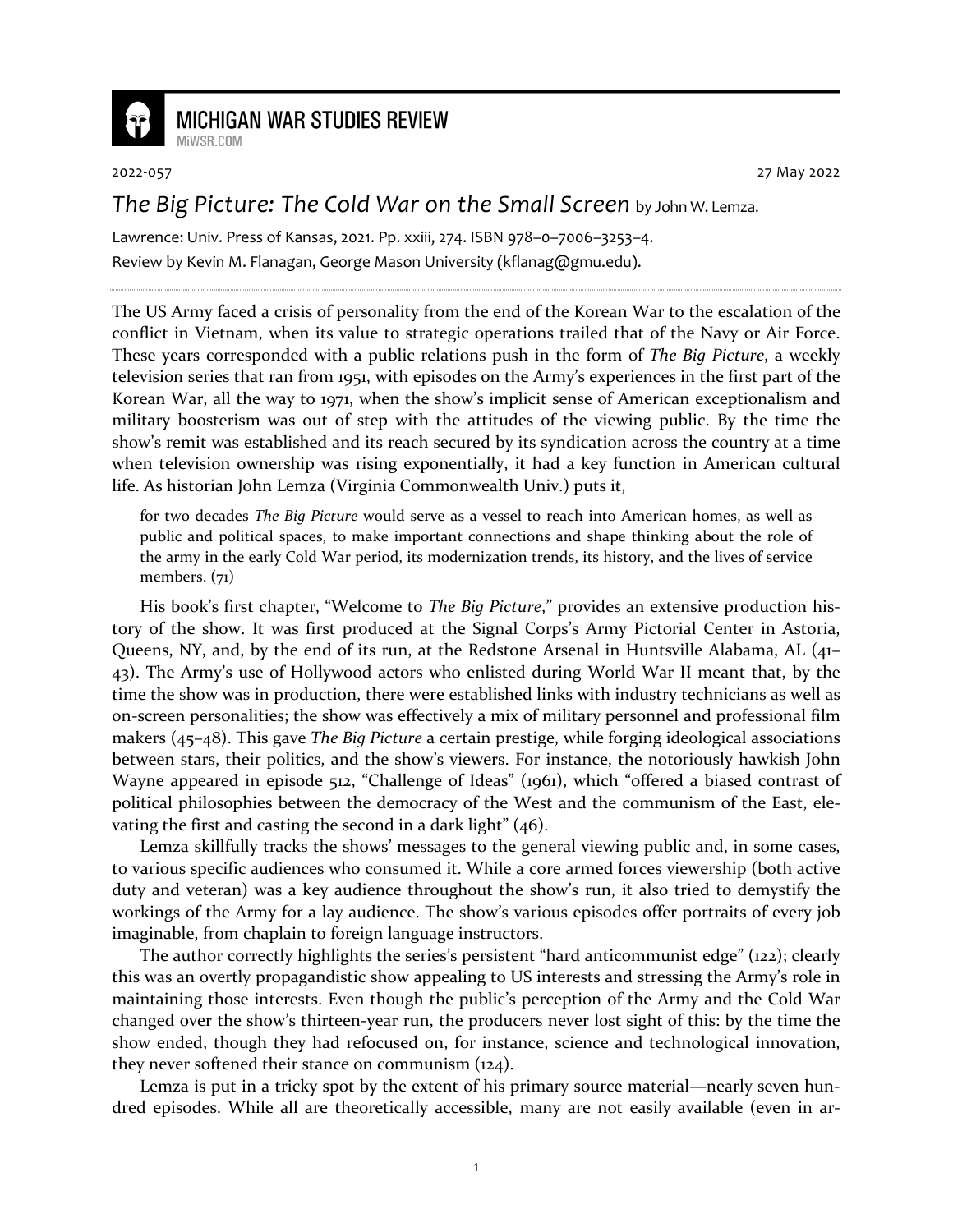# MICHIGAN WAR STUDIES REVIEW

MiWSR.COM

2022-057 27 May 2022

## *The Big Picture: The Cold War on the Small Screen* by John W. Lemza.

Lawrence: Univ. Press of Kansas, 2021. Pp. xxiii, 274. ISBN 978–0–7006–3253–4.

Review by Kevin M. Flanagan, George Mason University (kflanag@gmu.edu).

---

The US Army faced a crisis of personality from the end of the Korean War to the escalation of the conflict in Vietnam, when its value to strategic operations trailed that of the Navy or Air Force. These years corresponded with a public relations push in the form of *The Big Picture*, a weekly television series that ran from 1951, with episodes on the Army's experiences in the first part of the Korean War, all the way to 1971, when the show's implicit sense of American exceptionalism and military boosterism was out of step with the attitudes of the viewing public. By the time the show's remit was established and its reach secured by its syndication across the country at a time when television ownership was rising exponentially, it had a key function in American cultural life. As historian John Lemza (Virginia Commonwealth Univ.) puts it,

> for two decades *The Big Picture* would serve as a vessel to reach into American homes, as well as public and political spaces, to make important connections and shape thinking about the role of the army in the early Cold War period, its modernization trends, its history, and the lives of service members. (71)

His book's first chapter, "Welcome to *The Big Picture*," provides an extensive production history of the show. It was first produced at the Signal Corps's Army Pictorial Center in Astoria, Queens, NY, and, by the end of its run, at the Redstone Arsenal in Huntsville Alabama, AL (41–43). The Army's use of Hollywood actors who enlisted during World War II meant that, by the time the show was in production, there were established links with industry technicians as well as on-screen personalities; the show was effectively a mix of military personnel and professional film makers (45–48). This gave *The Big Picture* a certain prestige, while forging ideological associations between stars, their politics, and the show's viewers. For instance, the notoriously hawkish John Wayne appeared in episode 512, "Challenge of Ideas" (1961), which "offered a biased contrast of political philosophies between the democracy of the West and the communism of the East, elevating the first and casting the second in a dark light" (46).

Lemza skillfully tracks the shows' messages to the general viewing public and, in some cases, to various specific audiences who consumed it. While a core armed forces viewership (both active duty and veteran) was a key audience throughout the show's run, it also tried to demystify the workings of the Army for a lay audience. The show's various episodes offer portraits of every job imaginable, from chaplain to foreign language instructors.

The author correctly highlights the series's persistent "hard anticommunist edge" (122); clearly this was an overtly propagandistic show appealing to US interests and stressing the Army's role in maintaining those interests. Even though the public's perception of the Army and the Cold War changed over the show's thirteen-year run, the producers never lost sight of this: by the time the show ended, though they had refocused on, for instance, science and technological innovation, they never softened their stance on communism (124).

Lemza is put in a tricky spot by the extent of his primary source material—nearly seven hundred episodes. While all are theoretically accessible, many are not easily available (even in ar-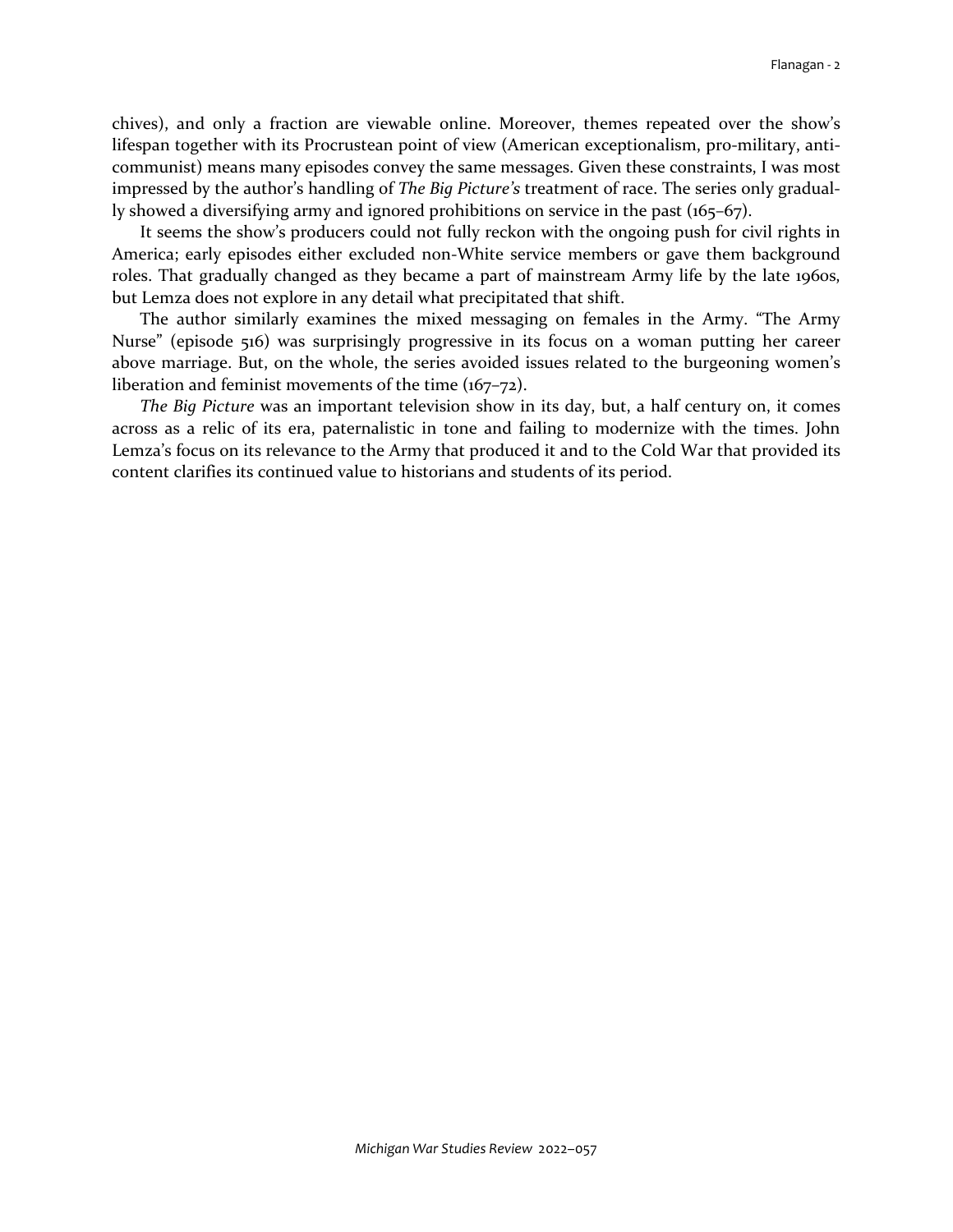chives), and only a fraction are viewable online. Moreover, themes repeated over the show's lifespan together with its Procrustean point of view (American exceptionalism, pro-military, anti-communist) means many episodes convey the same messages. Given these constraints, I was most impressed by the author's handling of *The Big Picture's* treatment of race. The series only gradually showed a diversifying army and ignored prohibitions on service in the past (165–67).

It seems the show's producers could not fully reckon with the ongoing push for civil rights in America; early episodes either excluded non-White service members or gave them background roles. That gradually changed as they became a part of mainstream Army life by the late 1960s, but Lemza does not explore in any detail what precipitated that shift.

The author similarly examines the mixed messaging on females in the Army. "The Army Nurse" (episode 516) was surprisingly progressive in its focus on a woman putting her career above marriage. But, on the whole, the series avoided issues related to the burgeoning women's liberation and feminist movements of the time (167–72).

*The Big Picture* was an important television show in its day, but, a half century on, it comes across as a relic of its era, paternalistic in tone and failing to modernize with the times. John Lemza's focus on its relevance to the Army that produced it and to the Cold War that provided its content clarifies its continued value to historians and students of its period.